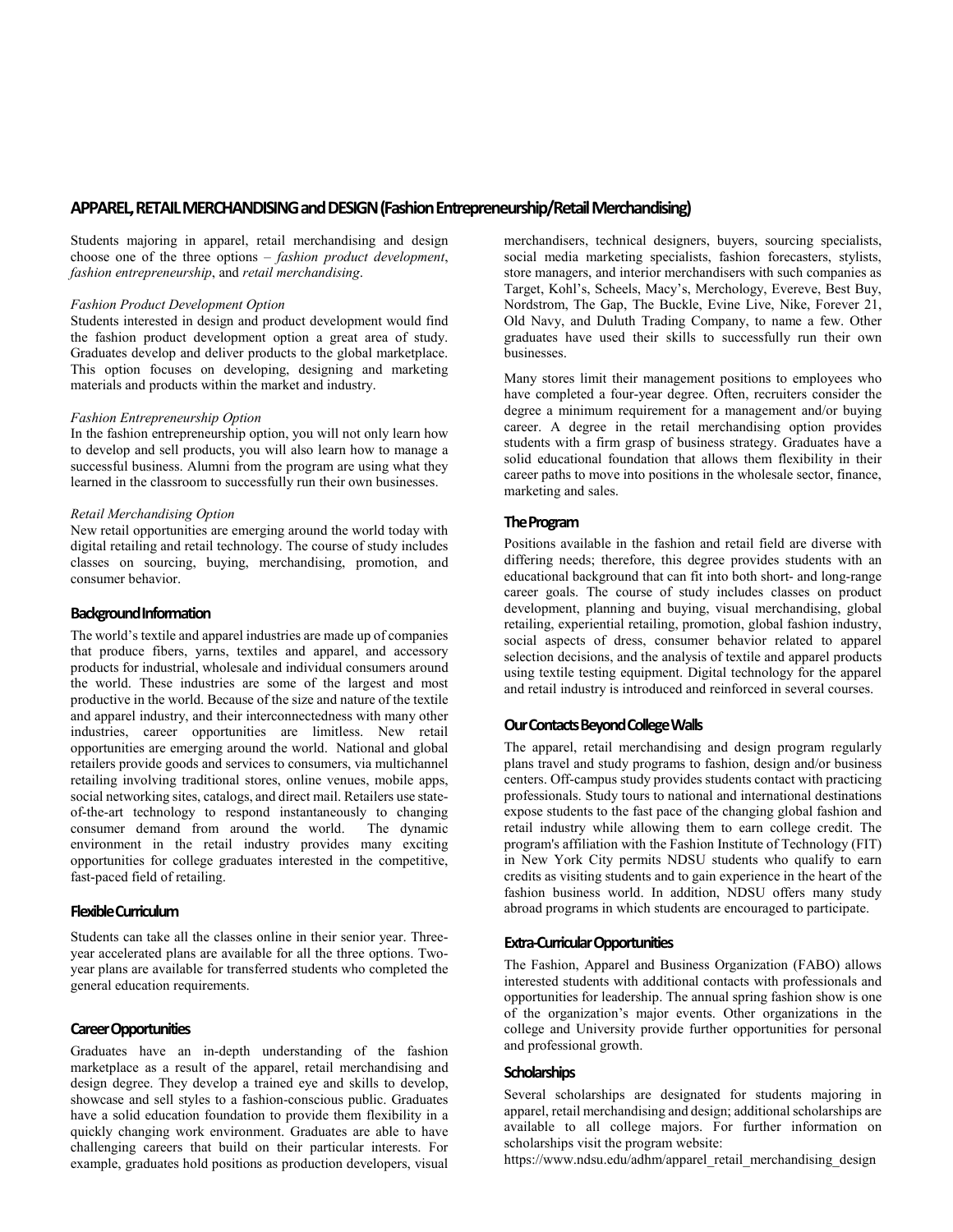# APPAREL, RETAIL MERCHANDISING and DESIGN (Fashion Entrepreneurship/Retail Merchandising)

Students majoring in apparel, retail merchandising and design choose one of the three options – *fashion product development*, *fashion entrepreneurship*, and *retail merchandising*.

*Fashion Product Development Option*
Students interested in design and product development would find the fashion product development option a great area of study. Graduates develop and deliver products to the global marketplace. This option focuses on developing, designing and marketing materials and products within the market and industry.

*Fashion Entrepreneurship Option*
In the fashion entrepreneurship option, you will not only learn how to develop and sell products, you will also learn how to manage a successful business. Alumni from the program are using what they learned in the classroom to successfully run their own businesses.

*Retail Merchandising Option*
New retail opportunities are emerging around the world today with digital retailing and retail technology. The course of study includes classes on sourcing, buying, merchandising, promotion, and consumer behavior.

## Background Information

The world's textile and apparel industries are made up of companies that produce fibers, yarns, textiles and apparel, and accessory products for industrial, wholesale and individual consumers around the world. These industries are some of the largest and most productive in the world. Because of the size and nature of the textile and apparel industry, and their interconnectedness with many other industries, career opportunities are limitless. New retail opportunities are emerging around the world. National and global retailers provide goods and services to consumers, via multichannel retailing involving traditional stores, online venues, mobile apps, social networking sites, catalogs, and direct mail. Retailers use state-of-the-art technology to respond instantaneously to changing consumer demand from around the world. The dynamic environment in the retail industry provides many exciting opportunities for college graduates interested in the competitive, fast-paced field of retailing.

## Flexible Curriculum

Students can take all the classes online in their senior year. Three-year accelerated plans are available for all the three options. Two-year plans are available for transferred students who completed the general education requirements.

## Career Opportunities

Graduates have an in-depth understanding of the fashion marketplace as a result of the apparel, retail merchandising and design degree. They develop a trained eye and skills to develop, showcase and sell styles to a fashion-conscious public. Graduates have a solid education foundation to provide them flexibility in a quickly changing work environment. Graduates are able to have challenging careers that build on their particular interests. For example, graduates hold positions as production developers, visual merchandisers, technical designers, buyers, sourcing specialists, social media marketing specialists, fashion forecasters, stylists, store managers, and interior merchandisers with such companies as Target, Kohl's, Scheels, Macy's, Merchology, Evereve, Best Buy, Nordstrom, The Gap, The Buckle, Evine Live, Nike, Forever 21, Old Navy, and Duluth Trading Company, to name a few. Other graduates have used their skills to successfully run their own businesses.

Many stores limit their management positions to employees who have completed a four-year degree. Often, recruiters consider the degree a minimum requirement for a management and/or buying career. A degree in the retail merchandising option provides students with a firm grasp of business strategy. Graduates have a solid educational foundation that allows them flexibility in their career paths to move into positions in the wholesale sector, finance, marketing and sales.

## The Program

Positions available in the fashion and retail field are diverse with differing needs; therefore, this degree provides students with an educational background that can fit into both short- and long-range career goals. The course of study includes classes on product development, planning and buying, visual merchandising, global retailing, experiential retailing, promotion, global fashion industry, social aspects of dress, consumer behavior related to apparel selection decisions, and the analysis of textile and apparel products using textile testing equipment. Digital technology for the apparel and retail industry is introduced and reinforced in several courses.

## Our Contacts Beyond College Walls

The apparel, retail merchandising and design program regularly plans travel and study programs to fashion, design and/or business centers. Off-campus study provides students contact with practicing professionals. Study tours to national and international destinations expose students to the fast pace of the changing global fashion and retail industry while allowing them to earn college credit. The program's affiliation with the Fashion Institute of Technology (FIT) in New York City permits NDSU students who qualify to earn credits as visiting students and to gain experience in the heart of the fashion business world. In addition, NDSU offers many study abroad programs in which students are encouraged to participate.

## Extra-Curricular Opportunities

The Fashion, Apparel and Business Organization (FABO) allows interested students with additional contacts with professionals and opportunities for leadership. The annual spring fashion show is one of the organization's major events. Other organizations in the college and University provide further opportunities for personal and professional growth.

## Scholarships

Several scholarships are designated for students majoring in apparel, retail merchandising and design; additional scholarships are available to all college majors. For further information on scholarships visit the program website:
https://www.ndsu.edu/adhm/apparel_retail_merchandising_design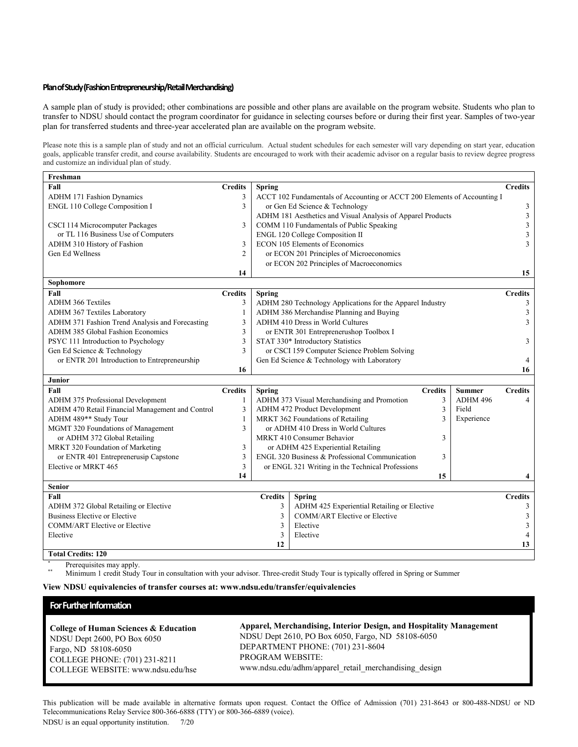### Plan of Study (Fashion Entrepreneurship/Retail Merchandising)

A sample plan of study is provided; other combinations are possible and other plans are available on the program website. Students who plan to transfer to NDSU should contact the program coordinator for guidance in selecting courses before or during their first year. Samples of two-year plan for transferred students and three-year accelerated plan are available on the program website.

Please note this is a sample plan of study and not an official curriculum. Actual student schedules for each semester will vary depending on start year, education goals, applicable transfer credit, and course availability. Students are encouraged to work with their academic advisor on a regular basis to review degree progress and customize an individual plan of study.

| **Freshman** | | | |
|---|---|---|---|
| **Fall** | **Credits** | **Spring** | **Credits** |
| ADHM 171 Fashion Dynamics | 3 | ACCT 102 Fundamentals of Accounting or ACCT 200 Elements of Accounting I or Gen Ed Science & Technology | 3 |
| ENGL 110 College Composition I | 3 | ADHM 181 Aesthetics and Visual Analysis of Apparel Products | 3 |
| CSCI 114 Microcomputer Packages or TL 116 Business Use of Computers | 3 | COMM 110 Fundamentals of Public Speaking | 3 |
| ADHM 310 History of Fashion | 3 | ENGL 120 College Composition II | 3 |
| Gen Ed Wellness | 2 | ECON 105 Elements of Economics or ECON 201 Principles of Microeconomics or ECON 202 Principles of Macroeconomics | 3 |
| | **14** | | **15** |

| **Sophomore** | | | |
|---|---|---|---|
| **Fall** | **Credits** | **Spring** | **Credits** |
| ADHM 366 Textiles | 3 | ADHM 280 Technology Applications for the Apparel Industry | 3 |
| ADHM 367 Textiles Laboratory | 1 | ADHM 386 Merchandise Planning and Buying | 3 |
| ADHM 371 Fashion Trend Analysis and Forecasting | 3 | ADHM 410 Dress in World Cultures or ENTR 301 Entreprenerushop Toolbox I | 3 |
| ADHM 385 Global Fashion Economics | 3 | STAT 330* Introductory Statistics or CSCI 159 Computer Science Problem Solving | 3 |
| PSYC 111 Introduction to Psychology | 3 | Gen Ed Science & Technology with Laboratory | 4 |
| Gen Ed Science & Technology or ENTR 201 Introduction to Entrepreneurship | 3 | | |
| | **16** | | **16** |

| **Junior** | | | | | |
|---|---|---|---|---|---|
| **Fall** | **Credits** | **Spring** | **Credits** | **Summer** | **Credits** |
| ADHM 375 Professional Development | 1 | ADHM 373 Visual Merchandising and Promotion | 3 | ADHM 496 Field Experience | 4 |
| ADHM 470 Retail Financial Management and Control | 3 | ADHM 472 Product Development | 3 | | |
| ADHM 489** Study Tour | 1 | MRKT 362 Foundations of Retailing or ADHM 410 Dress in World Cultures | 3 | | |
| MGMT 320 Foundations of Management or ADHM 372 Global Retailing | 3 | MRKT 410 Consumer Behavior or ADHM 425 Experiential Retailing | 3 | | |
| MRKT 320 Foundation of Marketing | 3 | ENGL 320 Business & Professional Communication or ENGL 321 Writing in the Technical Professions | 3 | | |
| or ENTR 401 Entreprenerusip Capstone | 3 | | | | |
| Elective or MRKT 465 | 3 | | | | |
| | **14** | | **15** | | **4** |

| **Senior** | | | |
|---|---|---|---|
| **Fall** | **Credits** | **Spring** | **Credits** |
| ADHM 372 Global Retailing or Elective | 3 | ADHM 425 Experiential Retailing or Elective | 3 |
| Business Elective or Elective | 3 | COMM/ART Elective or Elective | 3 |
| COMM/ART Elective or Elective | 3 | Elective | 3 |
| Elective | 3 | Elective | 4 |
| | **12** | | **13** |
| **Total Credits: 120** | | | |

\* Prerequisites may apply.
\*\* Minimum 1 credit Study Tour in consultation with your advisor. Three-credit Study Tour is typically offered in Spring or Summer

**View NDSU equivalencies of transfer courses at: www.ndsu.edu/transfer/equivalencies**

## For Further Information

**College of Human Sciences & Education**
NDSU Dept 2600, PO Box 6050
Fargo, ND 58108-6050
COLLEGE PHONE: (701) 231-8211
COLLEGE WEBSITE: www.ndsu.edu/hse

**Apparel, Merchandising, Interior Design, and Hospitality Management**
NDSU Dept 2610, PO Box 6050, Fargo, ND 58108-6050
DEPARTMENT PHONE: (701) 231-8604
PROGRAM WEBSITE:
www.ndsu.edu/adhm/apparel_retail_merchandising_design

This publication will be made available in alternative formats upon request. Contact the Office of Admission (701) 231-8643 or 800-488-NDSU or ND Telecommunications Relay Service 800-366-6888 (TTY) or 800-366-6889 (voice).

NDSU is an equal opportunity institution. 7/20